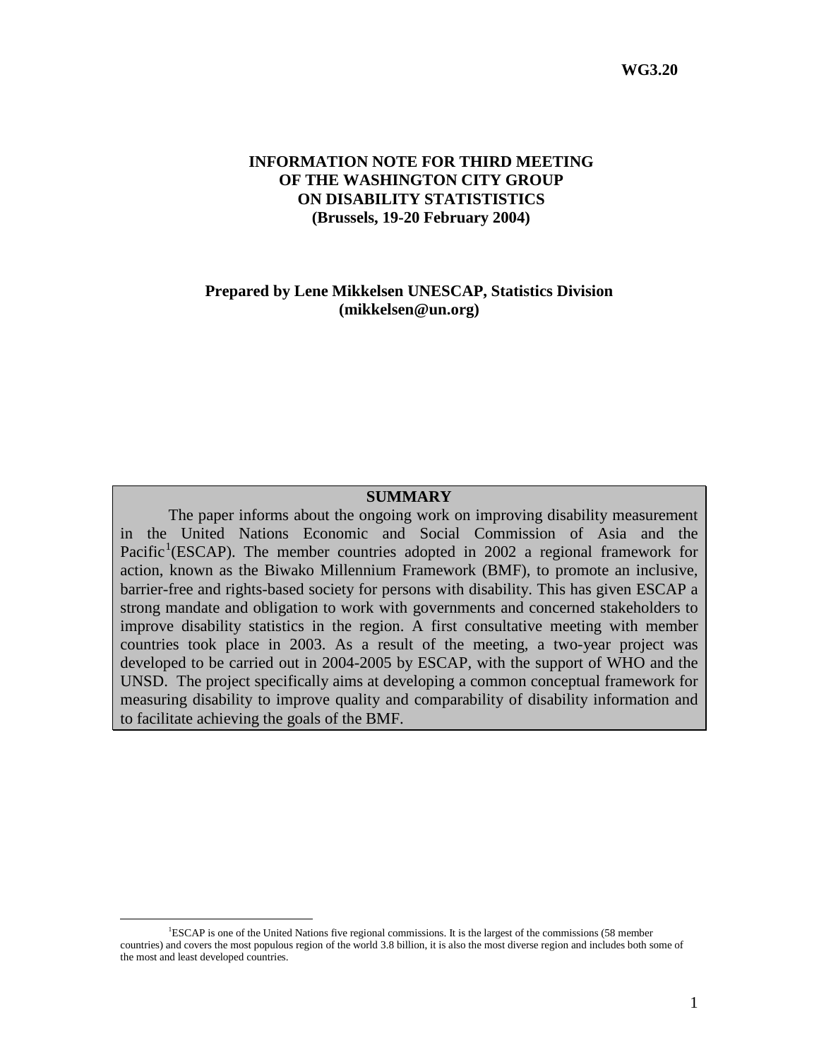**WG3.20**

# INFORMATION NOTE FOR THIRD MEETING OF THE WASHINGTON CITY GROUP ON DISABILITY STATISTISTICS (Brussels, 19-20 February 2004)

**Prepared by Lene Mikkelsen UNESCAP, Statistics Division (mikkelsen@un.org)**

## SUMMARY

The paper informs about the ongoing work on improving disability measurement in the United Nations Economic and Social Commission of Asia and the Pacific[1](ESCAP). The member countries adopted in 2002 a regional framework for action, known as the Biwako Millennium Framework (BMF), to promote an inclusive, barrier-free and rights-based society for persons with disability. This has given ESCAP a strong mandate and obligation to work with governments and concerned stakeholders to improve disability statistics in the region. A first consultative meeting with member countries took place in 2003. As a result of the meeting, a two-year project was developed to be carried out in 2004-2005 by ESCAP, with the support of WHO and the UNSD. The project specifically aims at developing a common conceptual framework for measuring disability to improve quality and comparability of disability information and to facilitate achieving the goals of the BMF.

---

[1] ESCAP is one of the United Nations five regional commissions. It is the largest of the commissions (58 member countries) and covers the most populous region of the world 3.8 billion, it is also the most diverse region and includes both some of the most and least developed countries.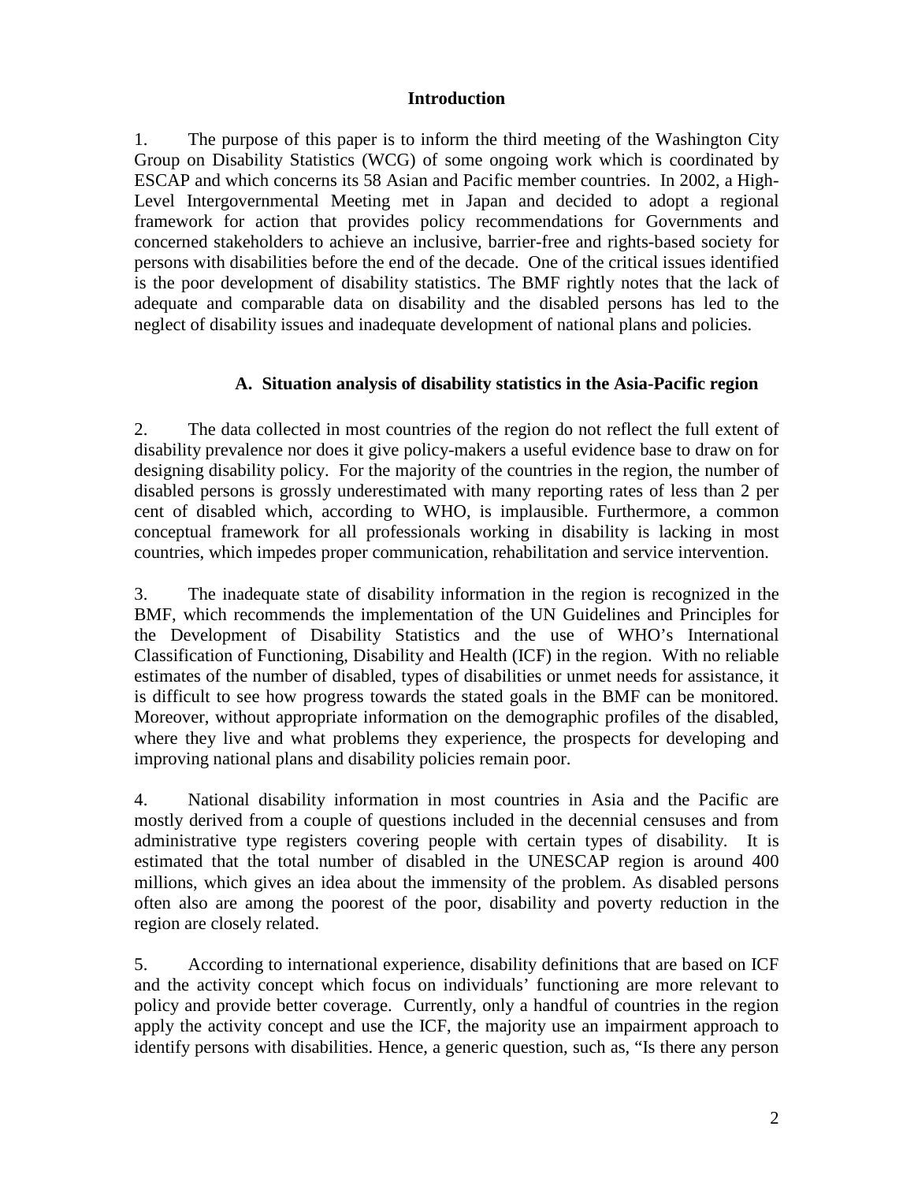## Introduction

1. The purpose of this paper is to inform the third meeting of the Washington City Group on Disability Statistics (WCG) of some ongoing work which is coordinated by ESCAP and which concerns its 58 Asian and Pacific member countries. In 2002, a High-Level Intergovernmental Meeting met in Japan and decided to adopt a regional framework for action that provides policy recommendations for Governments and concerned stakeholders to achieve an inclusive, barrier-free and rights-based society for persons with disabilities before the end of the decade. One of the critical issues identified is the poor development of disability statistics. The BMF rightly notes that the lack of adequate and comparable data on disability and the disabled persons has led to the neglect of disability issues and inadequate development of national plans and policies.

### A. Situation analysis of disability statistics in the Asia-Pacific region

2. The data collected in most countries of the region do not reflect the full extent of disability prevalence nor does it give policy-makers a useful evidence base to draw on for designing disability policy. For the majority of the countries in the region, the number of disabled persons is grossly underestimated with many reporting rates of less than 2 per cent of disabled which, according to WHO, is implausible. Furthermore, a common conceptual framework for all professionals working in disability is lacking in most countries, which impedes proper communication, rehabilitation and service intervention.

3. The inadequate state of disability information in the region is recognized in the BMF, which recommends the implementation of the UN Guidelines and Principles for the Development of Disability Statistics and the use of WHO's International Classification of Functioning, Disability and Health (ICF) in the region. With no reliable estimates of the number of disabled, types of disabilities or unmet needs for assistance, it is difficult to see how progress towards the stated goals in the BMF can be monitored. Moreover, without appropriate information on the demographic profiles of the disabled, where they live and what problems they experience, the prospects for developing and improving national plans and disability policies remain poor.

4. National disability information in most countries in Asia and the Pacific are mostly derived from a couple of questions included in the decennial censuses and from administrative type registers covering people with certain types of disability. It is estimated that the total number of disabled in the UNESCAP region is around 400 millions, which gives an idea about the immensity of the problem. As disabled persons often also are among the poorest of the poor, disability and poverty reduction in the region are closely related.

5. According to international experience, disability definitions that are based on ICF and the activity concept which focus on individuals' functioning are more relevant to policy and provide better coverage. Currently, only a handful of countries in the region apply the activity concept and use the ICF, the majority use an impairment approach to identify persons with disabilities. Hence, a generic question, such as, "Is there any person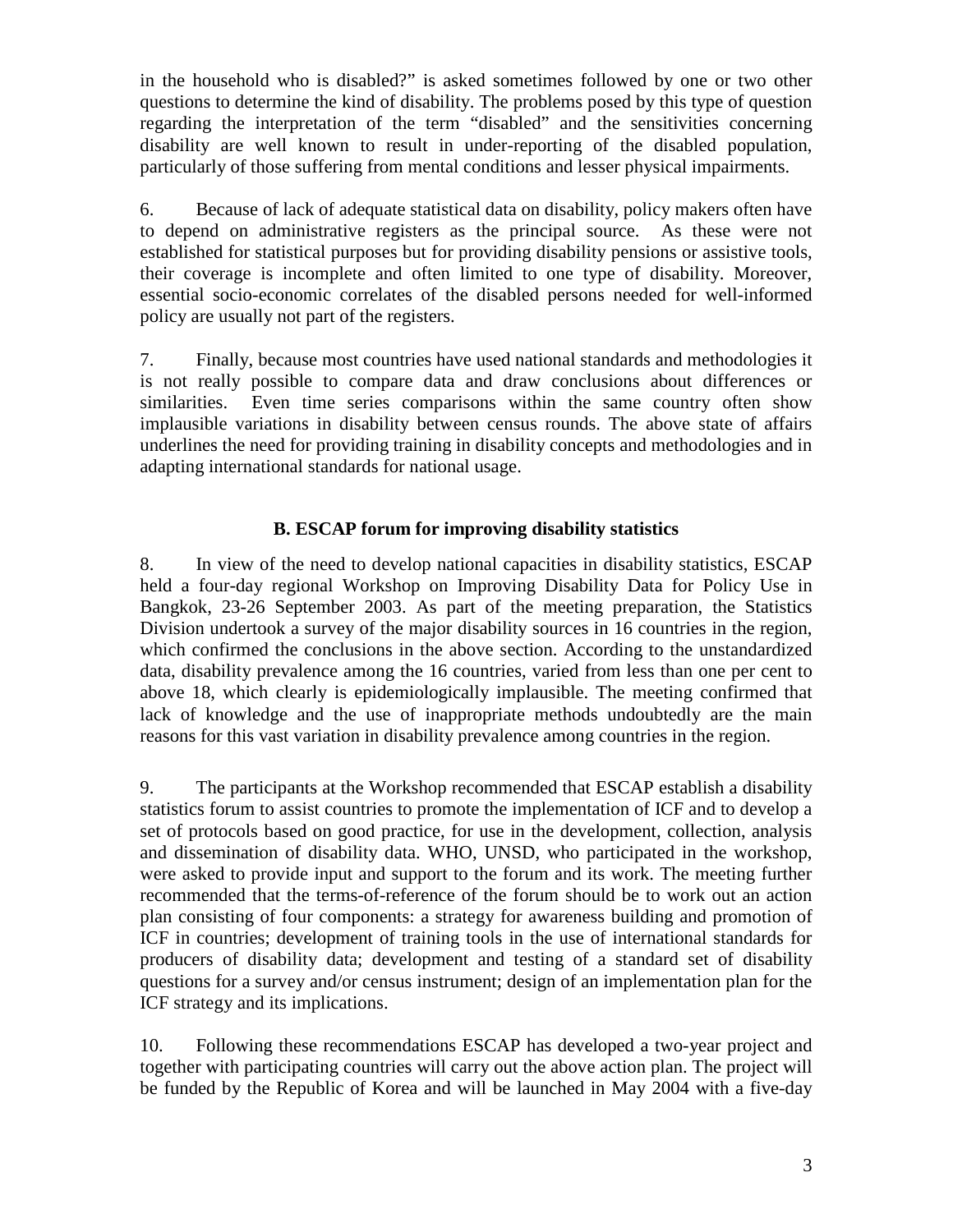in the household who is disabled?" is asked sometimes followed by one or two other questions to determine the kind of disability. The problems posed by this type of question regarding the interpretation of the term "disabled" and the sensitivities concerning disability are well known to result in under-reporting of the disabled population, particularly of those suffering from mental conditions and lesser physical impairments.

6. Because of lack of adequate statistical data on disability, policy makers often have to depend on administrative registers as the principal source. As these were not established for statistical purposes but for providing disability pensions or assistive tools, their coverage is incomplete and often limited to one type of disability. Moreover, essential socio-economic correlates of the disabled persons needed for well-informed policy are usually not part of the registers.

7. Finally, because most countries have used national standards and methodologies it is not really possible to compare data and draw conclusions about differences or similarities. Even time series comparisons within the same country often show implausible variations in disability between census rounds. The above state of affairs underlines the need for providing training in disability concepts and methodologies and in adapting international standards for national usage.

## B. ESCAP forum for improving disability statistics

8. In view of the need to develop national capacities in disability statistics, ESCAP held a four-day regional Workshop on Improving Disability Data for Policy Use in Bangkok, 23-26 September 2003. As part of the meeting preparation, the Statistics Division undertook a survey of the major disability sources in 16 countries in the region, which confirmed the conclusions in the above section. According to the unstandardized data, disability prevalence among the 16 countries, varied from less than one per cent to above 18, which clearly is epidemiologically implausible. The meeting confirmed that lack of knowledge and the use of inappropriate methods undoubtedly are the main reasons for this vast variation in disability prevalence among countries in the region.

9. The participants at the Workshop recommended that ESCAP establish a disability statistics forum to assist countries to promote the implementation of ICF and to develop a set of protocols based on good practice, for use in the development, collection, analysis and dissemination of disability data. WHO, UNSD, who participated in the workshop, were asked to provide input and support to the forum and its work. The meeting further recommended that the terms-of-reference of the forum should be to work out an action plan consisting of four components: a strategy for awareness building and promotion of ICF in countries; development of training tools in the use of international standards for producers of disability data; development and testing of a standard set of disability questions for a survey and/or census instrument; design of an implementation plan for the ICF strategy and its implications.

10. Following these recommendations ESCAP has developed a two-year project and together with participating countries will carry out the above action plan. The project will be funded by the Republic of Korea and will be launched in May 2004 with a five-day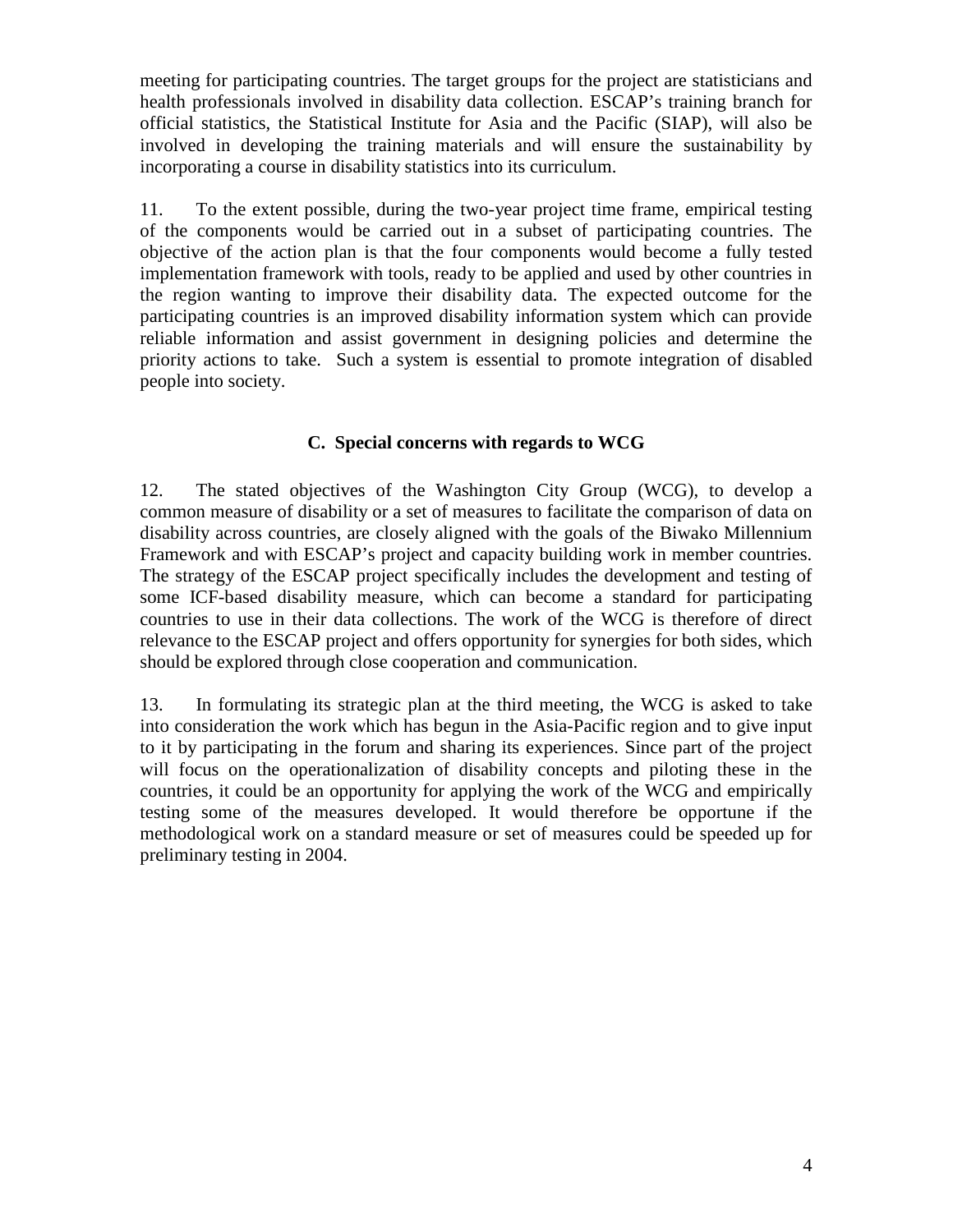meeting for participating countries. The target groups for the project are statisticians and health professionals involved in disability data collection. ESCAP's training branch for official statistics, the Statistical Institute for Asia and the Pacific (SIAP), will also be involved in developing the training materials and will ensure the sustainability by incorporating a course in disability statistics into its curriculum.

11. To the extent possible, during the two-year project time frame, empirical testing of the components would be carried out in a subset of participating countries. The objective of the action plan is that the four components would become a fully tested implementation framework with tools, ready to be applied and used by other countries in the region wanting to improve their disability data. The expected outcome for the participating countries is an improved disability information system which can provide reliable information and assist government in designing policies and determine the priority actions to take. Such a system is essential to promote integration of disabled people into society.

### C. Special concerns with regards to WCG

12. The stated objectives of the Washington City Group (WCG), to develop a common measure of disability or a set of measures to facilitate the comparison of data on disability across countries, are closely aligned with the goals of the Biwako Millennium Framework and with ESCAP's project and capacity building work in member countries. The strategy of the ESCAP project specifically includes the development and testing of some ICF-based disability measure, which can become a standard for participating countries to use in their data collections. The work of the WCG is therefore of direct relevance to the ESCAP project and offers opportunity for synergies for both sides, which should be explored through close cooperation and communication.

13. In formulating its strategic plan at the third meeting, the WCG is asked to take into consideration the work which has begun in the Asia-Pacific region and to give input to it by participating in the forum and sharing its experiences. Since part of the project will focus on the operationalization of disability concepts and piloting these in the countries, it could be an opportunity for applying the work of the WCG and empirically testing some of the measures developed. It would therefore be opportune if the methodological work on a standard measure or set of measures could be speeded up for preliminary testing in 2004.